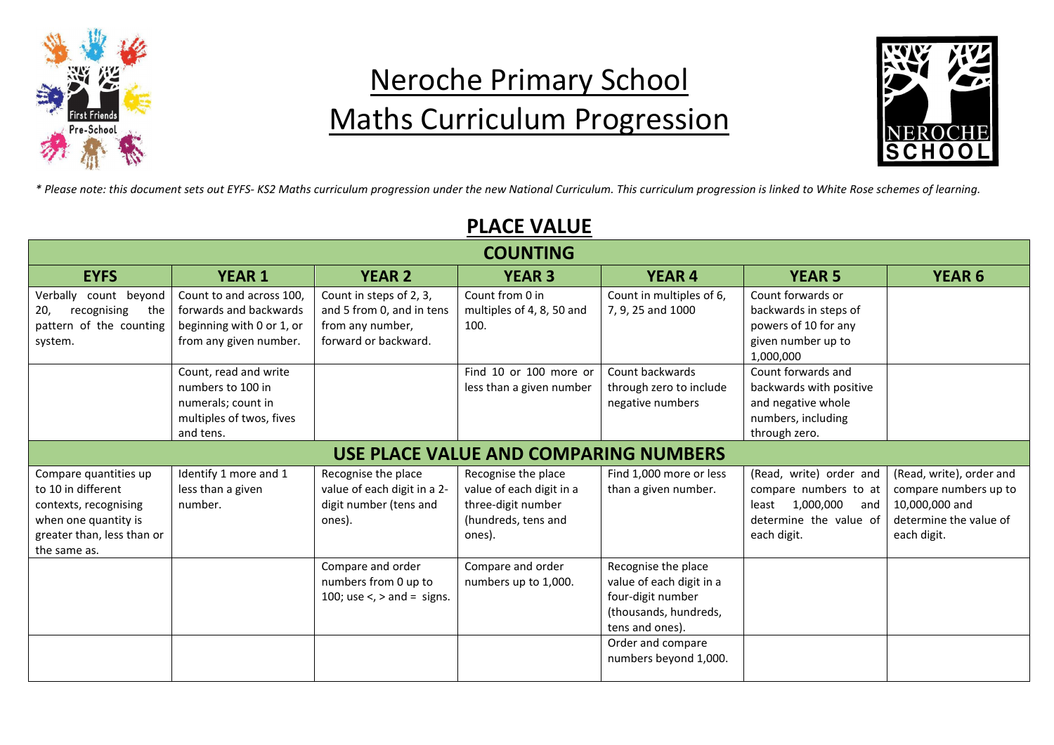# Neroche Primary School
# Maths Curriculum Progression

*\* Please note: this document sets out EYFS- KS2 Maths curriculum progression under the new National Curriculum. This curriculum progression is linked to White Rose schemes of learning.*

## PLACE VALUE

| COUNTING | | | | | | |
|---|---|---|---|---|---|---|
| **EYFS** | **YEAR 1** | **YEAR 2** | **YEAR 3** | **YEAR 4** | **YEAR 5** | **YEAR 6** |
| Verbally count beyond 20, recognising the pattern of the counting system. | Count to and across 100, forwards and backwards beginning with 0 or 1, or from any given number. | Count in steps of 2, 3, and 5 from 0, and in tens from any number, forward or backward. | Count from 0 in multiples of 4, 8, 50 and 100. | Count in multiples of 6, 7, 9, 25 and 1000 | Count forwards or backwards in steps of powers of 10 for any given number up to 1,000,000 | |
| | Count, read and write numbers to 100 in numerals; count in multiples of twos, fives and tens. | | Find 10 or 100 more or less than a given number | Count backwards through zero to include negative numbers | Count forwards and backwards with positive and negative whole numbers, including through zero. | |
| **USE PLACE VALUE AND COMPARING NUMBERS** | | | | | | |
| Compare quantities up to 10 in different contexts, recognising when one quantity is greater than, less than or the same as. | Identify 1 more and 1 less than a given number. | Recognise the place value of each digit in a 2-digit number (tens and ones). | Recognise the place value of each digit in a three-digit number (hundreds, tens and ones). | Find 1,000 more or less than a given number. | (Read, write) order and compare numbers to at least 1,000,000 and determine the value of each digit. | (Read, write), order and compare numbers up to 10,000,000 and determine the value of each digit. |
| | | Compare and order numbers from 0 up to 100; use <, > and = signs. | Compare and order numbers up to 1,000. | Recognise the place value of each digit in a four-digit number (thousands, hundreds, tens and ones). | | |
| | | | | Order and compare numbers beyond 1,000. | | |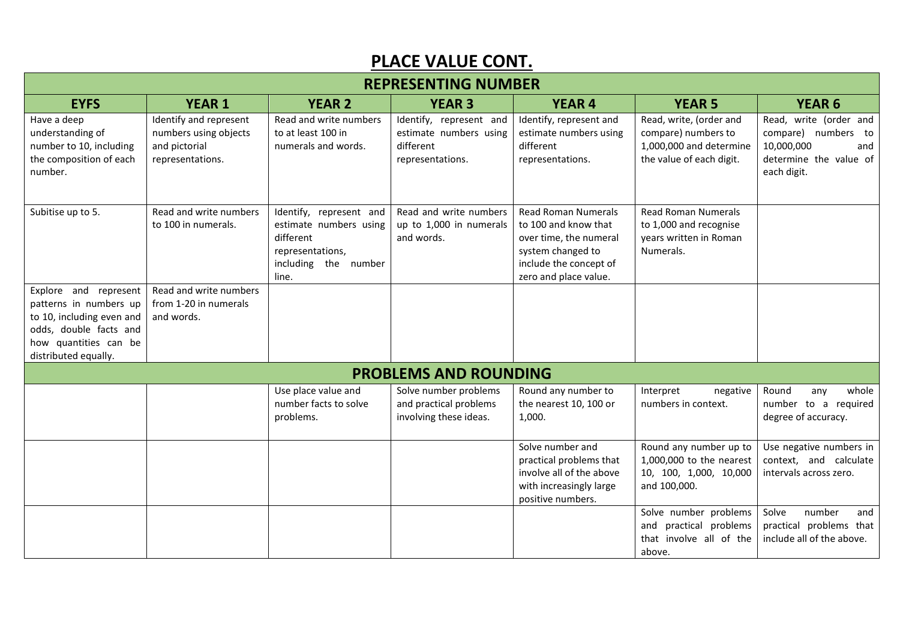# PLACE VALUE CONT.

| REPRESENTING NUMBER | | | | | | |
|---|---|---|---|---|---|---|
| **EYFS** | **YEAR 1** | **YEAR 2** | **YEAR 3** | **YEAR 4** | **YEAR 5** | **YEAR 6** |
| Have a deep understanding of number to 10, including the composition of each number. | Identify and represent numbers using objects and pictorial representations. | Read and write numbers to at least 100 in numerals and words. | Identify, represent and estimate numbers using different representations. | Identify, represent and estimate numbers using different representations. | Read, write, (order and compare) numbers to 1,000,000 and determine the value of each digit. | Read, write (order and compare) numbers to 10,000,000 and determine the value of each digit. |
| Subitise up to 5. | Read and write numbers to 100 in numerals. | Identify, represent and estimate numbers using different representations, including the number line. | Read and write numbers up to 1,000 in numerals and words. | Read Roman Numerals to 100 and know that over time, the numeral system changed to include the concept of zero and place value. | Read Roman Numerals to 1,000 and recognise years written in Roman Numerals. | |
| Explore and represent patterns in numbers up to 10, including even and odds, double facts and how quantities can be distributed equally. | Read and write numbers from 1-20 in numerals and words. | | | | | |
| **PROBLEMS AND ROUNDING** | | | | | | |
| | | Use place value and number facts to solve problems. | Solve number problems and practical problems involving these ideas. | Round any number to the nearest 10, 100 or 1,000. | Interpret negative numbers in context. | Round any whole number to a required degree of accuracy. |
| | | | | Solve number and practical problems that involve all of the above with increasingly large positive numbers. | Round any number up to 1,000,000 to the nearest 10, 100, 1,000, 10,000 and 100,000. | Use negative numbers in context, and calculate intervals across zero. |
| | | | | | Solve number problems and practical problems that involve all of the above. | Solve number and practical problems that include all of the above. |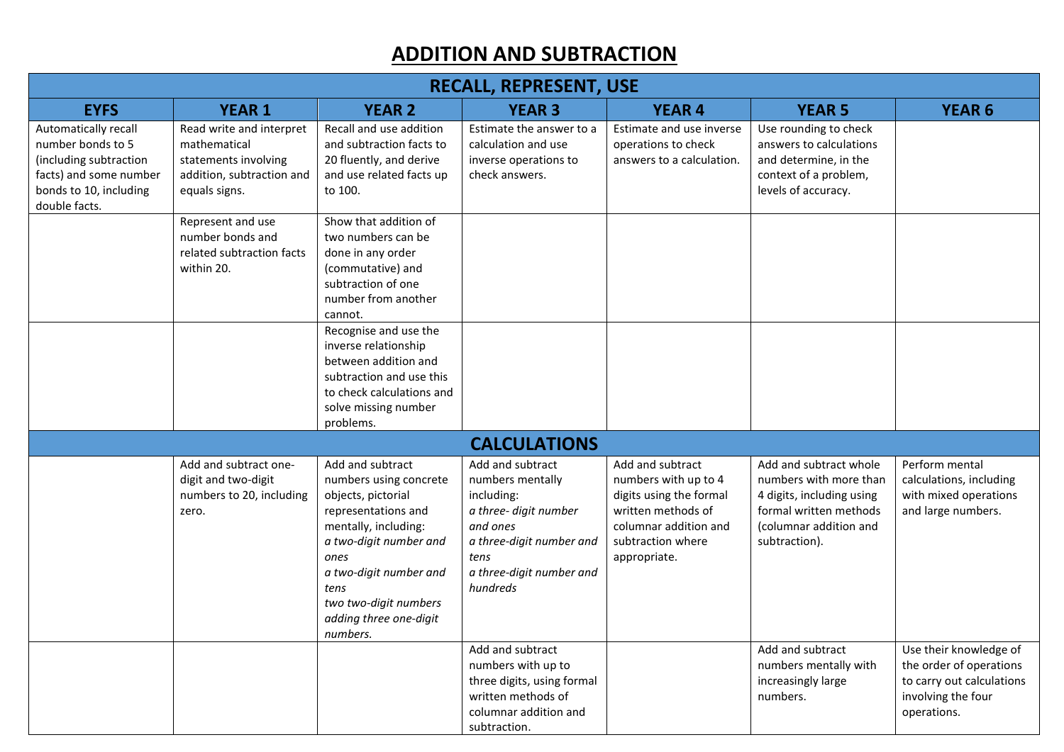# ADDITION AND SUBTRACTION

| RECALL, REPRESENT, USE | | | | | | |
|---|---|---|---|---|---|---|
| **EYFS** | **YEAR 1** | **YEAR 2** | **YEAR 3** | **YEAR 4** | **YEAR 5** | **YEAR 6** |
| Automatically recall number bonds to 5 (including subtraction facts) and some number bonds to 10, including double facts. | Read write and interpret mathematical statements involving addition, subtraction and equals signs. | Recall and use addition and subtraction facts to 20 fluently, and derive and use related facts up to 100. | Estimate the answer to a calculation and use inverse operations to check answers. | Estimate and use inverse operations to check answers to a calculation. | Use rounding to check answers to calculations and determine, in the context of a problem, levels of accuracy. | |
| | Represent and use number bonds and related subtraction facts within 20. | Show that addition of two numbers can be done in any order (commutative) and subtraction of one number from another cannot. | | | | |
| | | Recognise and use the inverse relationship between addition and subtraction and use this to check calculations and solve missing number problems. | | | | |
| **CALCULATIONS** | | | | | | |
| | Add and subtract one-digit and two-digit numbers to 20, including zero. | Add and subtract numbers using concrete objects, pictorial representations and mentally, including: *a two-digit number and ones* *a two-digit number and tens* *two two-digit numbers* *adding three one-digit numbers.* | Add and subtract numbers mentally including: *a three- digit number and ones* *a three-digit number and tens* *a three-digit number and hundreds* | Add and subtract numbers with up to 4 digits using the formal written methods of columnar addition and subtraction where appropriate. | Add and subtract whole numbers with more than 4 digits, including using formal written methods (columnar addition and subtraction). | Perform mental calculations, including with mixed operations and large numbers. |
| | | | Add and subtract numbers with up to three digits, using formal written methods of columnar addition and subtraction. | | Add and subtract numbers mentally with increasingly large numbers. | Use their knowledge of the order of operations to carry out calculations involving the four operations. |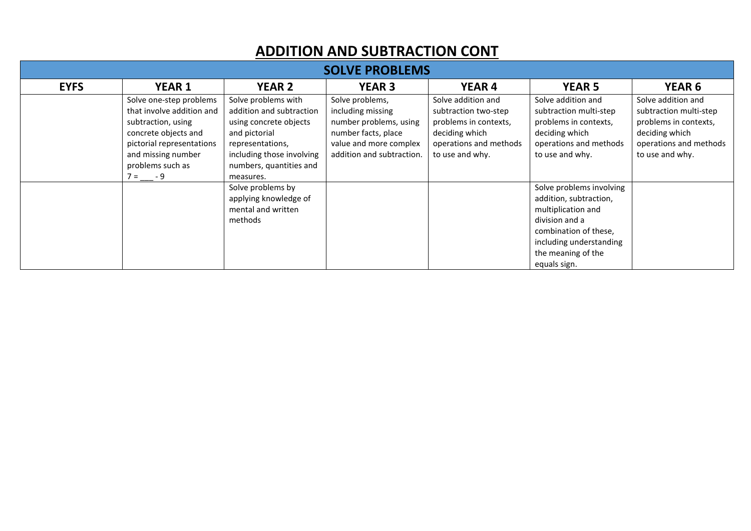# ADDITION AND SUBTRACTION CONT

| SOLVE PROBLEMS | | | | | | |
|---|---|---|---|---|---|---|
| **EYFS** | **YEAR 1** | **YEAR 2** | **YEAR 3** | **YEAR 4** | **YEAR 5** | **YEAR 6** |
| | Solve one-step problems that involve addition and subtraction, using concrete objects and pictorial representations and missing number problems such as 7 = ___ - 9 | Solve problems with addition and subtraction using concrete objects and pictorial representations, including those involving numbers, quantities and measures. | Solve problems, including missing number problems, using number facts, place value and more complex addition and subtraction. | Solve addition and subtraction two-step problems in contexts, deciding which operations and methods to use and why. | Solve addition and subtraction multi-step problems in contexts, deciding which operations and methods to use and why. | Solve addition and subtraction multi-step problems in contexts, deciding which operations and methods to use and why. |
| | | Solve problems by applying knowledge of mental and written methods | | | Solve problems involving addition, subtraction, multiplication and division and a combination of these, including understanding the meaning of the equals sign. | |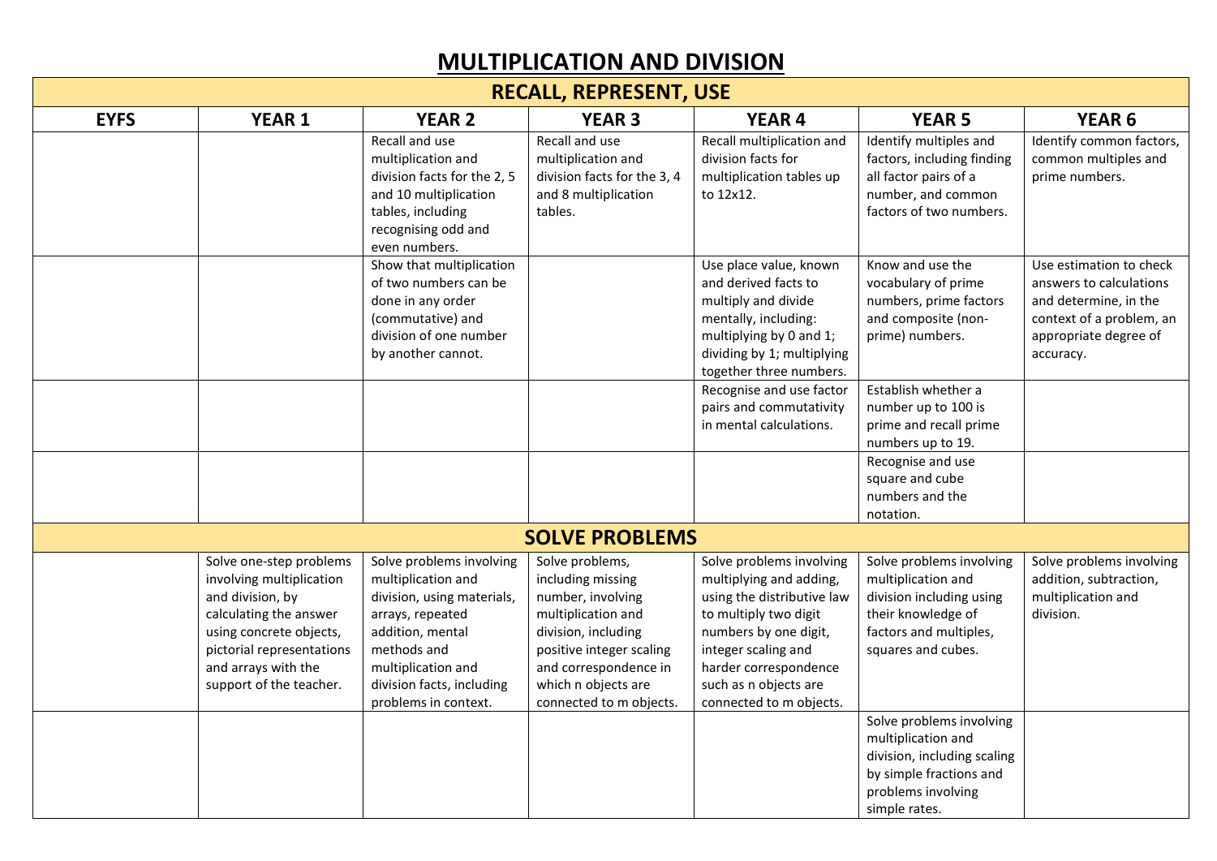# MULTIPLICATION AND DIVISION

| RECALL, REPRESENT, USE | | | | | | |
|---|---|---|---|---|---|---|
| **EYFS** | **YEAR 1** | **YEAR 2** | **YEAR 3** | **YEAR 4** | **YEAR 5** | **YEAR 6** |
| | | Recall and use multiplication and division facts for the 2, 5 and 10 multiplication tables, including recognising odd and even numbers. | Recall and use multiplication and division facts for the 3, 4 and 8 multiplication tables. | Recall multiplication and division facts for multiplication tables up to 12x12. | Identify multiples and factors, including finding all factor pairs of a number, and common factors of two numbers. | Identify common factors, common multiples and prime numbers. |
| | | Show that multiplication of two numbers can be done in any order (commutative) and division of one number by another cannot. | | Use place value, known and derived facts to multiply and divide mentally, including: multiplying by 0 and 1; dividing by 1; multiplying together three numbers. | Know and use the vocabulary of prime numbers, prime factors and composite (non-prime) numbers. | Use estimation to check answers to calculations and determine, in the context of a problem, an appropriate degree of accuracy. |
| | | | | Recognise and use factor pairs and commutativity in mental calculations. | Establish whether a number up to 100 is prime and recall prime numbers up to 19. | |
| | | | | | Recognise and use square and cube numbers and the notation. | |
| **SOLVE PROBLEMS** | | | | | | |
| | Solve one-step problems involving multiplication and division, by calculating the answer using concrete objects, pictorial representations and arrays with the support of the teacher. | Solve problems involving multiplication and division, using materials, arrays, repeated addition, mental methods and multiplication and division facts, including problems in context. | Solve problems, including missing number, involving multiplication and division, including positive integer scaling and correspondence in which n objects are connected to m objects. | Solve problems involving multiplying and adding, using the distributive law to multiply two digit numbers by one digit, integer scaling and harder correspondence such as n objects are connected to m objects. | Solve problems involving multiplication and division including using their knowledge of factors and multiples, squares and cubes. | Solve problems involving addition, subtraction, multiplication and division. |
| | | | | | Solve problems involving multiplication and division, including scaling by simple fractions and problems involving simple rates. | |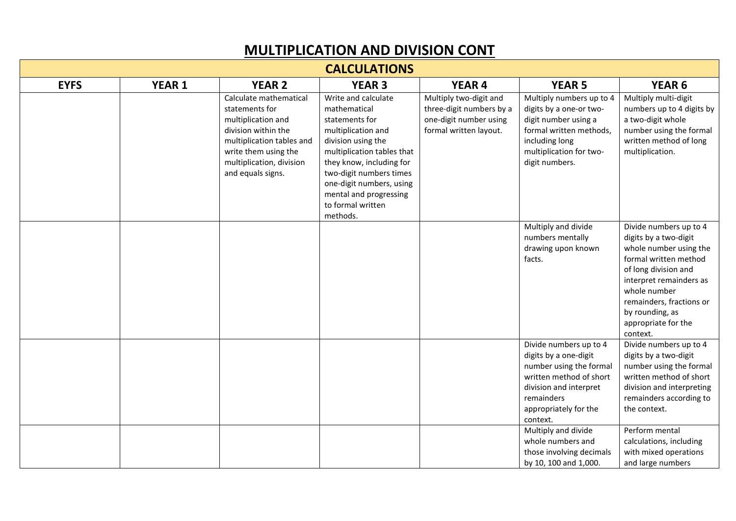# MULTIPLICATION AND DIVISION CONT

| CALCULATIONS | | | | | | |
|---|---|---|---|---|---|---|
| **EYFS** | **YEAR 1** | **YEAR 2** | **YEAR 3** | **YEAR 4** | **YEAR 5** | **YEAR 6** |
| | | Calculate mathematical statements for multiplication and division within the multiplication tables and write them using the multiplication, division and equals signs. | Write and calculate mathematical statements for multiplication and division using the multiplication tables that they know, including for two-digit numbers times one-digit numbers, using mental and progressing to formal written methods. | Multiply two-digit and three-digit numbers by a one-digit number using formal written layout. | Multiply numbers up to 4 digits by a one-or two-digit number using a formal written methods, including long multiplication for two-digit numbers. | Multiply multi-digit numbers up to 4 digits by a two-digit whole number using the formal written method of long multiplication. |
| | | | | | Multiply and divide numbers mentally drawing upon known facts. | Divide numbers up to 4 digits by a two-digit whole number using the formal written method of long division and interpret remainders as whole number remainders, fractions or by rounding, as appropriate for the context. |
| | | | | | Divide numbers up to 4 digits by a one-digit number using the formal written method of short division and interpret remainders appropriately for the context. | Divide numbers up to 4 digits by a two-digit number using the formal written method of short division and interpreting remainders according to the context. |
| | | | | | Multiply and divide whole numbers and those involving decimals by 10, 100 and 1,000. | Perform mental calculations, including with mixed operations and large numbers |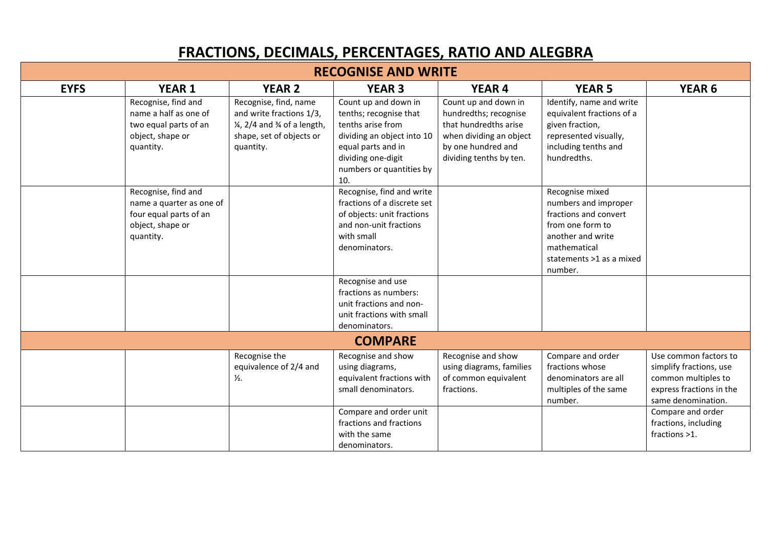# FRACTIONS, DECIMALS, PERCENTAGES, RATIO AND ALEGBRA

| RECOGNISE AND WRITE | | | | | | |
|---|---|---|---|---|---|---|
| **EYFS** | **YEAR 1** | **YEAR 2** | **YEAR 3** | **YEAR 4** | **YEAR 5** | **YEAR 6** |
| | Recognise, find and name a half as one of two equal parts of an object, shape or quantity. | Recognise, find, name and write fractions 1/3, ¼, 2/4 and ¾ of a length, shape, set of objects or quantity. | Count up and down in tenths; recognise that tenths arise from dividing an object into 10 equal parts and in dividing one-digit numbers or quantities by 10. | Count up and down in hundredths; recognise that hundredths arise when dividing an object by one hundred and dividing tenths by ten. | Identify, name and write equivalent fractions of a given fraction, represented visually, including tenths and hundredths. | |
| | Recognise, find and name a quarter as one of four equal parts of an object, shape or quantity. | | Recognise, find and write fractions of a discrete set of objects: unit fractions and non-unit fractions with small denominators. | | Recognise mixed numbers and improper fractions and convert from one form to another and write mathematical statements >1 as a mixed number. | |
| | | | Recognise and use fractions as numbers: unit fractions and non-unit fractions with small denominators. | | | |
| **COMPARE** | | | | | | |
| | | Recognise the equivalence of 2/4 and ½. | Recognise and show using diagrams, equivalent fractions with small denominators. | Recognise and show using diagrams, families of common equivalent fractions. | Compare and order fractions whose denominators are all multiples of the same number. | Use common factors to simplify fractions, use common multiples to express fractions in the same denomination. |
| | | | Compare and order unit fractions and fractions with the same denominators. | | | Compare and order fractions, including fractions >1. |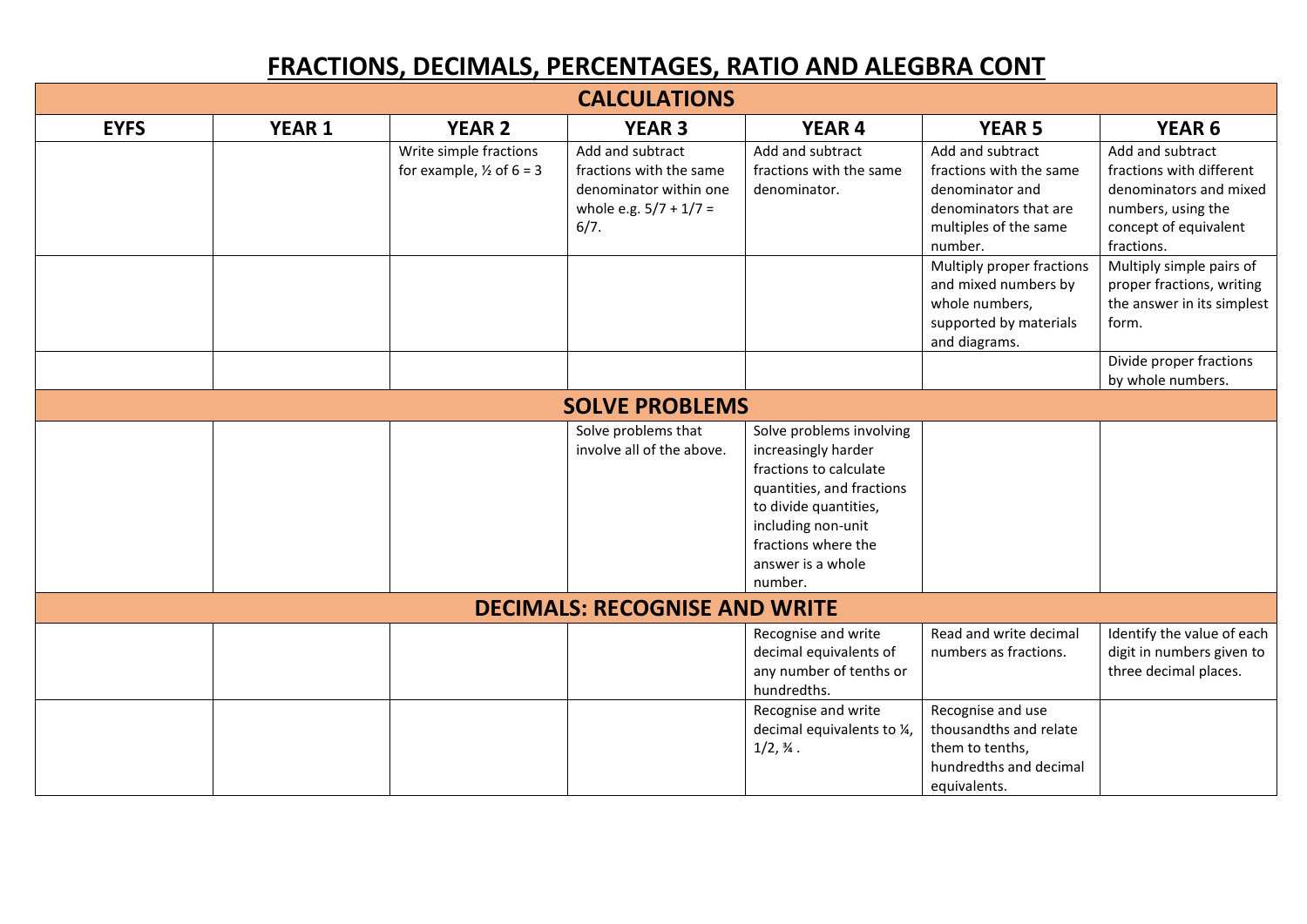# FRACTIONS, DECIMALS, PERCENTAGES, RATIO AND ALEGBRA CONT

| CALCULATIONS | | | | | | |
|---|---|---|---|---|---|---|
| **EYFS** | **YEAR 1** | **YEAR 2** | **YEAR 3** | **YEAR 4** | **YEAR 5** | **YEAR 6** |
| | | Write simple fractions for example, ½ of 6 = 3 | Add and subtract fractions with the same denominator within one whole e.g. 5/7 + 1/7 = 6/7. | Add and subtract fractions with the same denominator. | Add and subtract fractions with the same denominator and denominators that are multiples of the same number. | Add and subtract fractions with different denominators and mixed numbers, using the concept of equivalent fractions. |
| | | | | | Multiply proper fractions and mixed numbers by whole numbers, supported by materials and diagrams. | Multiply simple pairs of proper fractions, writing the answer in its simplest form. |
| | | | | | | Divide proper fractions by whole numbers. |
| **SOLVE PROBLEMS** | | | | | | |
| | | | Solve problems that involve all of the above. | Solve problems involving increasingly harder fractions to calculate quantities, and fractions to divide quantities, including non-unit fractions where the answer is a whole number. | | |
| **DECIMALS: RECOGNISE AND WRITE** | | | | | | |
| | | | | Recognise and write decimal equivalents of any number of tenths or hundredths. | Read and write decimal numbers as fractions. | Identify the value of each digit in numbers given to three decimal places. |
| | | | | Recognise and write decimal equivalents to ¼, 1/2, ¾ . | Recognise and use thousandths and relate them to tenths, hundredths and decimal equivalents. | |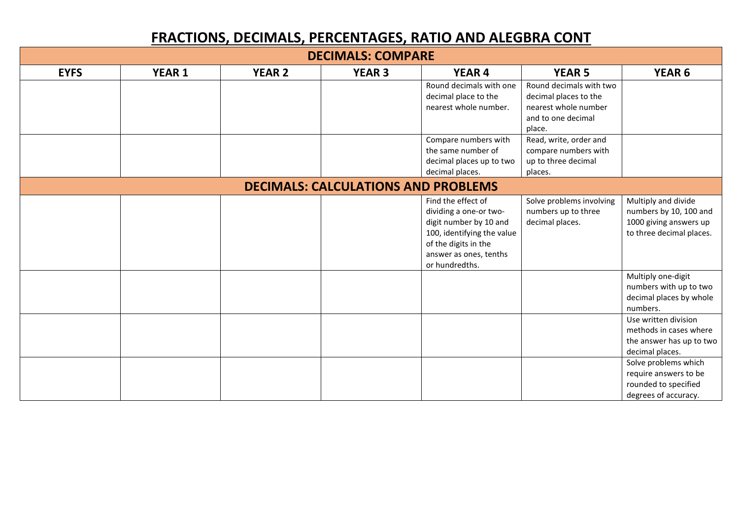# FRACTIONS, DECIMALS, PERCENTAGES, RATIO AND ALEGBRA CONT

| DECIMALS: COMPARE | | | | | | |
|---|---|---|---|---|---|---|
| **EYFS** | **YEAR 1** | **YEAR 2** | **YEAR 3** | **YEAR 4** | **YEAR 5** | **YEAR 6** |
| | | | | Round decimals with one decimal place to the nearest whole number. | Round decimals with two decimal places to the nearest whole number and to one decimal place. | |
| | | | | Compare numbers with the same number of decimal places up to two decimal places. | Read, write, order and compare numbers with up to three decimal places. | |
| **DECIMALS: CALCULATIONS AND PROBLEMS** | | | | | | |
| | | | | Find the effect of dividing a one-or two-digit number by 10 and 100, identifying the value of the digits in the answer as ones, tenths or hundredths. | Solve problems involving numbers up to three decimal places. | Multiply and divide numbers by 10, 100 and 1000 giving answers up to three decimal places. |
| | | | | | | Multiply one-digit numbers with up to two decimal places by whole numbers. |
| | | | | | | Use written division methods in cases where the answer has up to two decimal places. |
| | | | | | | Solve problems which require answers to be rounded to specified degrees of accuracy. |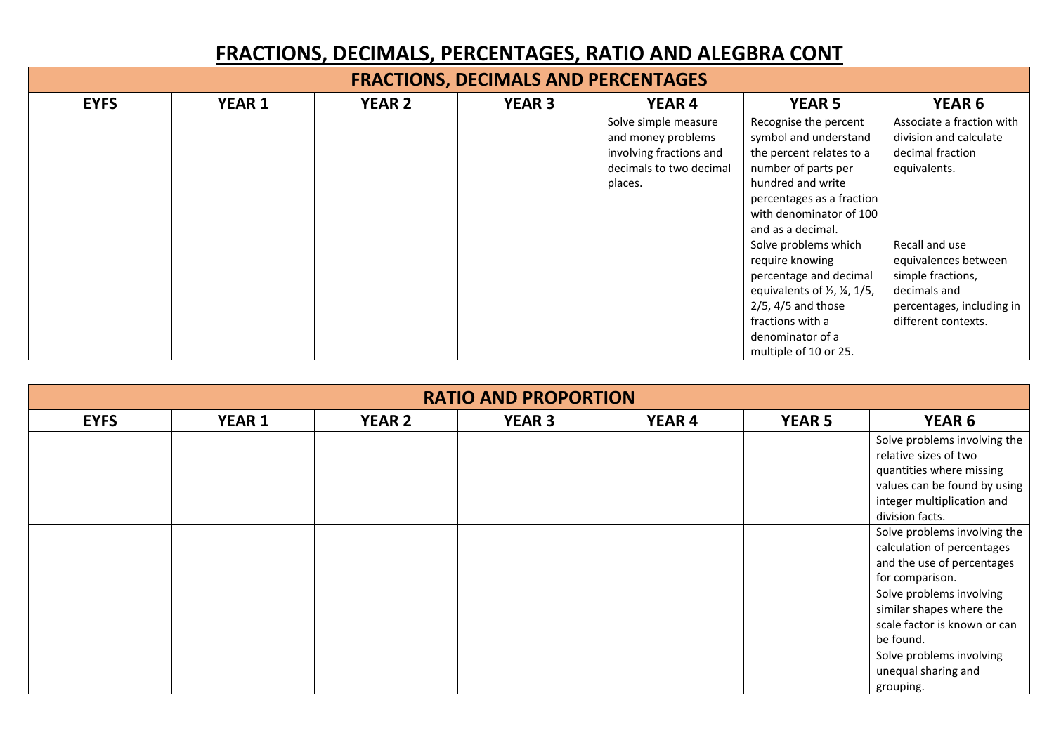# FRACTIONS, DECIMALS, PERCENTAGES, RATIO AND ALEGBRA CONT

## FRACTIONS, DECIMALS AND PERCENTAGES

| EYFS | YEAR 1 | YEAR 2 | YEAR 3 | YEAR 4 | YEAR 5 | YEAR 6 |
|---|---|---|---|---|---|---|
| | | | | Solve simple measure and money problems involving fractions and decimals to two decimal places. | Recognise the percent symbol and understand the percent relates to a number of parts per hundred and write percentages as a fraction with denominator of 100 and as a decimal. | Associate a fraction with division and calculate decimal fraction equivalents. |
| | | | | | Solve problems which require knowing percentage and decimal equivalents of ½, ¼, 1/5, 2/5, 4/5 and those fractions with a denominator of a multiple of 10 or 25. | Recall and use equivalences between simple fractions, decimals and percentages, including in different contexts. |

## RATIO AND PROPORTION

| EYFS | YEAR 1 | YEAR 2 | YEAR 3 | YEAR 4 | YEAR 5 | YEAR 6 |
|---|---|---|---|---|---|---|
| | | | | | | Solve problems involving the relative sizes of two quantities where missing values can be found by using integer multiplication and division facts. |
| | | | | | | Solve problems involving the calculation of percentages and the use of percentages for comparison. |
| | | | | | | Solve problems involving similar shapes where the scale factor is known or can be found. |
| | | | | | | Solve problems involving unequal sharing and grouping. |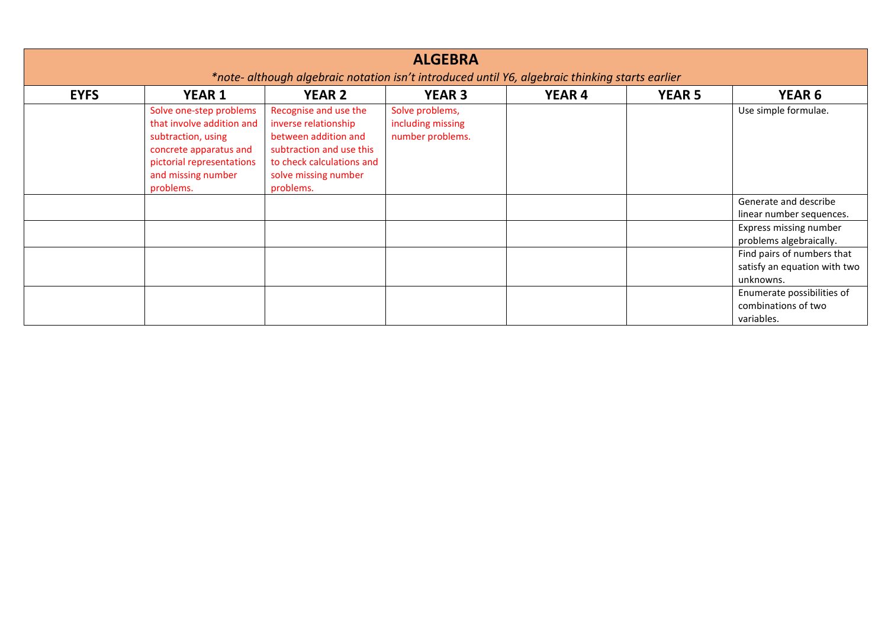| ALGEBRA | | | | | | |
|---|---|---|---|---|---|---|
| *\*note- although algebraic notation isn't introduced until Y6, algebraic thinking starts earlier* | | | | | | |
| **EYFS** | **YEAR 1** | **YEAR 2** | **YEAR 3** | **YEAR 4** | **YEAR 5** | **YEAR 6** |
| | Solve one-step problems that involve addition and subtraction, using concrete apparatus and pictorial representations and missing number problems. | Recognise and use the inverse relationship between addition and subtraction and use this to check calculations and solve missing number problems. | Solve problems, including missing number problems. | | | Use simple formulae. |
| | | | | | | Generate and describe linear number sequences. |
| | | | | | | Express missing number problems algebraically. |
| | | | | | | Find pairs of numbers that satisfy an equation with two unknowns. |
| | | | | | | Enumerate possibilities of combinations of two variables. |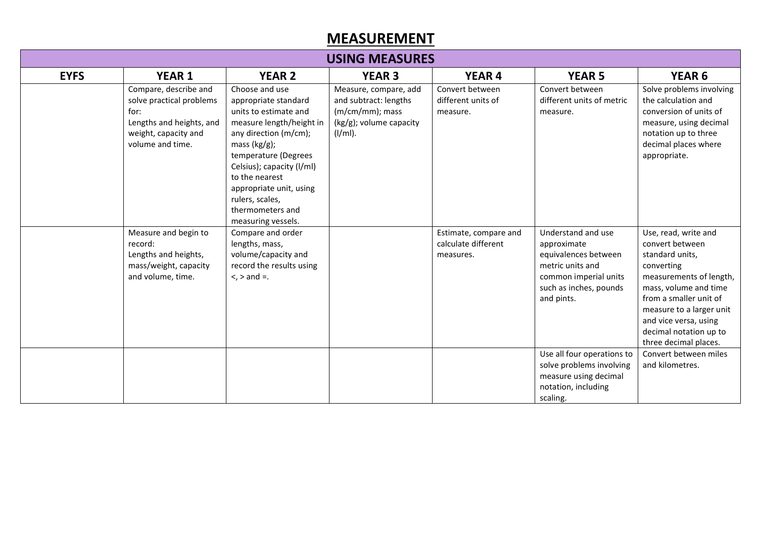# MEASUREMENT

## USING MEASURES

| EYFS | YEAR 1 | YEAR 2 | YEAR 3 | YEAR 4 | YEAR 5 | YEAR 6 |
|---|---|---|---|---|---|---|
| | Compare, describe and solve practical problems for: Lengths and heights, and weight, capacity and volume and time. | Choose and use appropriate standard units to estimate and measure length/height in any direction (m/cm); mass (kg/g); temperature (Degrees Celsius); capacity (l/ml) to the nearest appropriate unit, using rulers, scales, thermometers and measuring vessels. | Measure, compare, add and subtract: lengths (m/cm/mm); mass (kg/g); volume capacity (l/ml). | Convert between different units of measure. | Convert between different units of metric measure. | Solve problems involving the calculation and conversion of units of measure, using decimal notation up to three decimal places where appropriate. |
| | Measure and begin to record: Lengths and heights, mass/weight, capacity and volume, time. | Compare and order lengths, mass, volume/capacity and record the results using <, > and =. | | Estimate, compare and calculate different measures. | Understand and use approximate equivalences between metric units and common imperial units such as inches, pounds and pints. | Use, read, write and convert between standard units, converting measurements of length, mass, volume and time from a smaller unit of measure to a larger unit and vice versa, using decimal notation up to three decimal places. |
| | | | | | Use all four operations to solve problems involving measure using decimal notation, including scaling. | Convert between miles and kilometres. |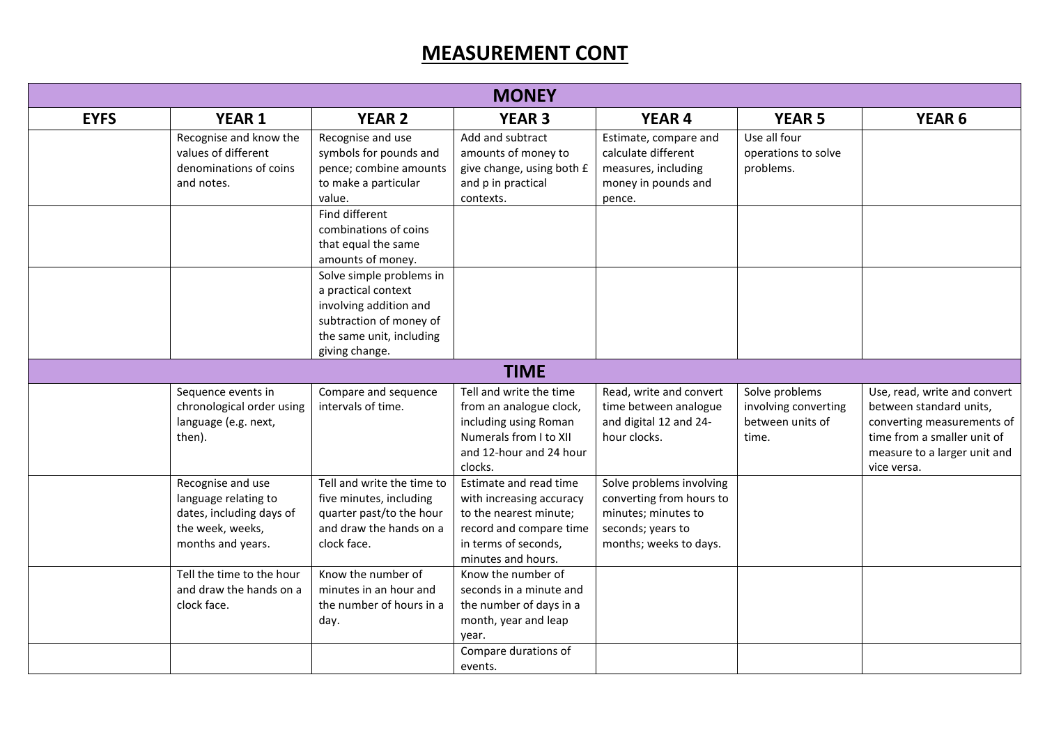# MEASUREMENT CONT

| MONEY | | | | | | |
|---|---|---|---|---|---|---|
| **EYFS** | **YEAR 1** | **YEAR 2** | **YEAR 3** | **YEAR 4** | **YEAR 5** | **YEAR 6** |
| | Recognise and know the values of different denominations of coins and notes. | Recognise and use symbols for pounds and pence; combine amounts to make a particular value. | Add and subtract amounts of money to give change, using both £ and p in practical contexts. | Estimate, compare and calculate different measures, including money in pounds and pence. | Use all four operations to solve problems. | |
| | | Find different combinations of coins that equal the same amounts of money. | | | | |
| | | Solve simple problems in a practical context involving addition and subtraction of money of the same unit, including giving change. | | | | |
| **TIME** | | | | | | |
| | Sequence events in chronological order using language (e.g. next, then). | Compare and sequence intervals of time. | Tell and write the time from an analogue clock, including using Roman Numerals from I to XII and 12-hour and 24 hour clocks. | Read, write and convert time between analogue and digital 12 and 24-hour clocks. | Solve problems involving converting between units of time. | Use, read, write and convert between standard units, converting measurements of time from a smaller unit of measure to a larger unit and vice versa. |
| | Recognise and use language relating to dates, including days of the week, weeks, months and years. | Tell and write the time to five minutes, including quarter past/to the hour and draw the hands on a clock face. | Estimate and read time with increasing accuracy to the nearest minute; record and compare time in terms of seconds, minutes and hours. | Solve problems involving converting from hours to minutes; minutes to seconds; years to months; weeks to days. | | |
| | Tell the time to the hour and draw the hands on a clock face. | Know the number of minutes in an hour and the number of hours in a day. | Know the number of seconds in a minute and the number of days in a month, year and leap year. | | | |
| | | | Compare durations of events. | | | |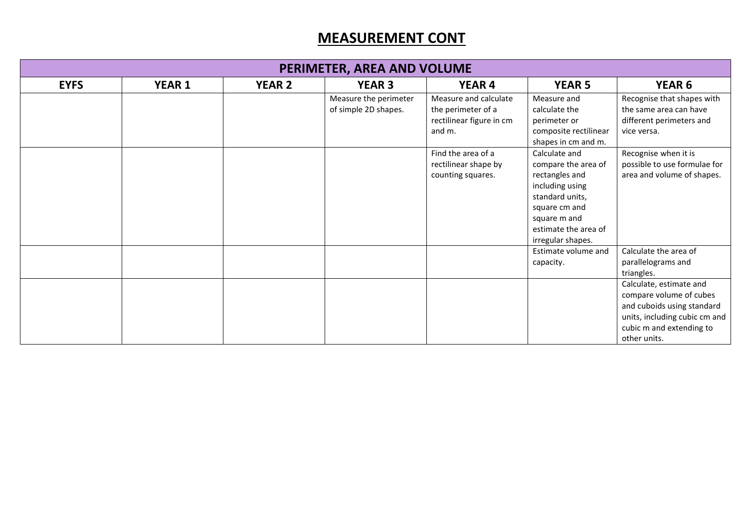# MEASUREMENT CONT

| PERIMETER, AREA AND VOLUME | | | | | | |
|---|---|---|---|---|---|---|
| **EYFS** | **YEAR 1** | **YEAR 2** | **YEAR 3** | **YEAR 4** | **YEAR 5** | **YEAR 6** |
| | | | Measure the perimeter of simple 2D shapes. | Measure and calculate the perimeter of a rectilinear figure in cm and m. | Measure and calculate the perimeter or composite rectilinear shapes in cm and m. | Recognise that shapes with the same area can have different perimeters and vice versa. |
| | | | | Find the area of a rectilinear shape by counting squares. | Calculate and compare the area of rectangles and including using standard units, square cm and square m and estimate the area of irregular shapes. | Recognise when it is possible to use formulae for area and volume of shapes. |
| | | | | | Estimate volume and capacity. | Calculate the area of parallelograms and triangles. |
| | | | | | | Calculate, estimate and compare volume of cubes and cuboids using standard units, including cubic cm and cubic m and extending to other units. |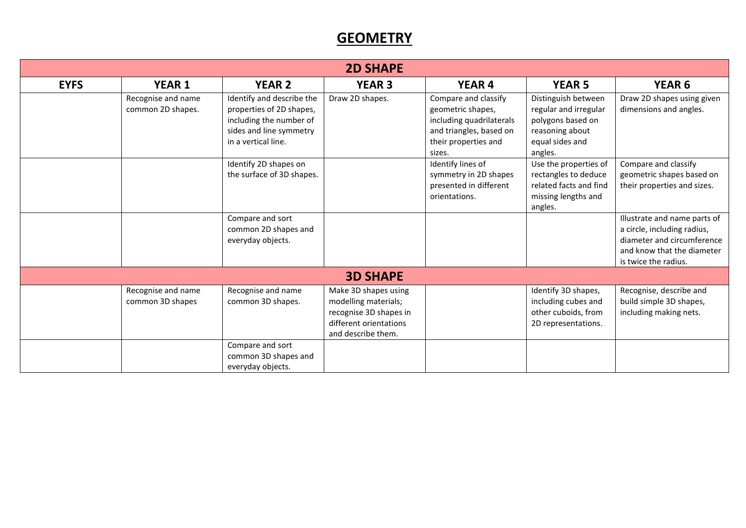# GEOMETRY

| 2D SHAPE | | | | | | |
|---|---|---|---|---|---|---|
| **EYFS** | **YEAR 1** | **YEAR 2** | **YEAR 3** | **YEAR 4** | **YEAR 5** | **YEAR 6** |
| | Recognise and name common 2D shapes. | Identify and describe the properties of 2D shapes, including the number of sides and line symmetry in a vertical line. | Draw 2D shapes. | Compare and classify geometric shapes, including quadrilaterals and triangles, based on their properties and sizes. | Distinguish between regular and irregular polygons based on reasoning about equal sides and angles. | Draw 2D shapes using given dimensions and angles. |
| | | Identify 2D shapes on the surface of 3D shapes. | | Identify lines of symmetry in 2D shapes presented in different orientations. | Use the properties of rectangles to deduce related facts and find missing lengths and angles. | Compare and classify geometric shapes based on their properties and sizes. |
| | | Compare and sort common 2D shapes and everyday objects. | | | | Illustrate and name parts of a circle, including radius, diameter and circumference and know that the diameter is twice the radius. |
| **3D SHAPE** | | | | | | |
| | Recognise and name common 3D shapes | Recognise and name common 3D shapes. | Make 3D shapes using modelling materials; recognise 3D shapes in different orientations and describe them. | | Identify 3D shapes, including cubes and other cuboids, from 2D representations. | Recognise, describe and build simple 3D shapes, including making nets. |
| | | Compare and sort common 3D shapes and everyday objects. | | | | |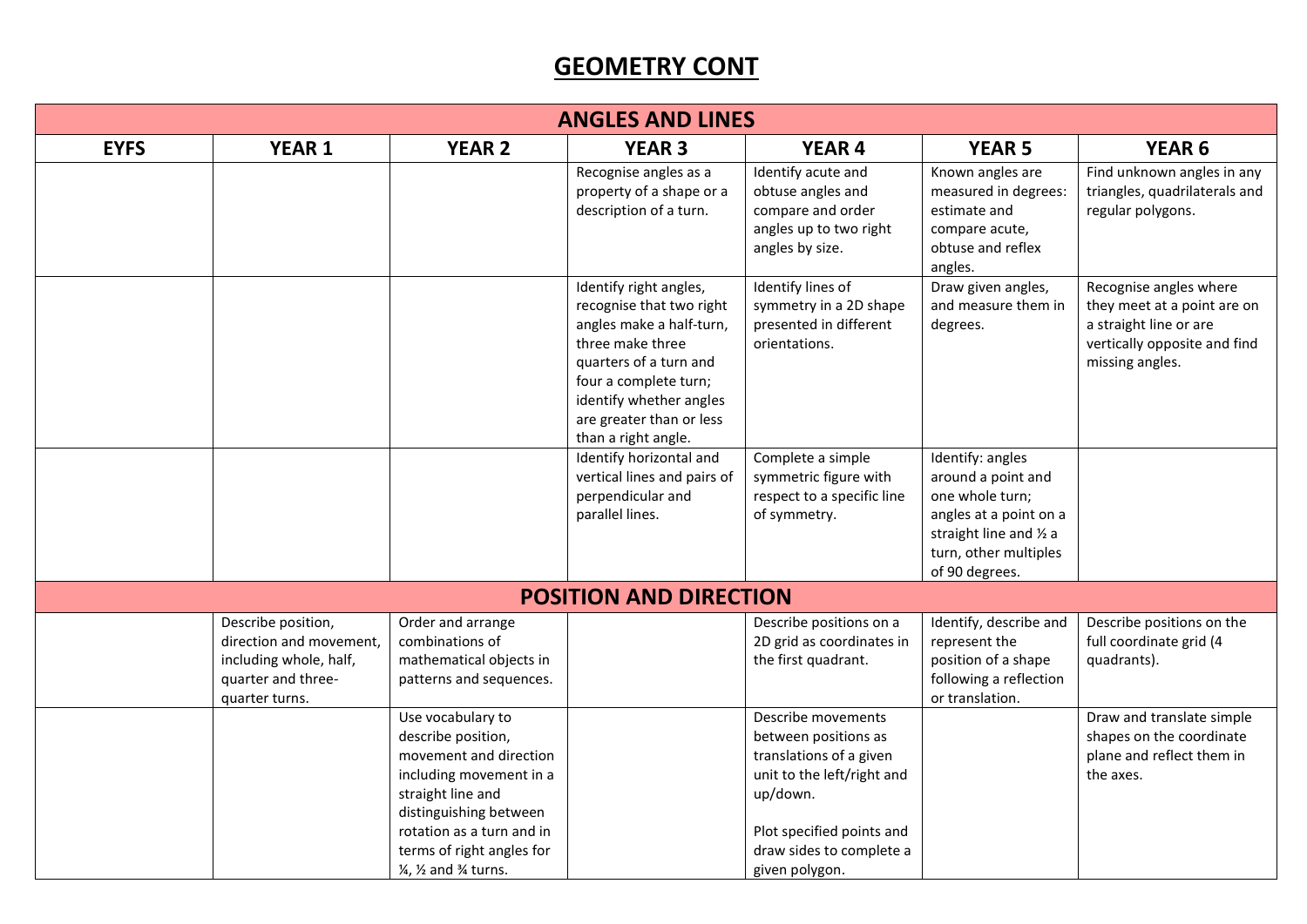# GEOMETRY CONT

| ANGLES AND LINES | | | | | | |
|---|---|---|---|---|---|---|
| **EYFS** | **YEAR 1** | **YEAR 2** | **YEAR 3** | **YEAR 4** | **YEAR 5** | **YEAR 6** |
| | | | Recognise angles as a property of a shape or a description of a turn. | Identify acute and obtuse angles and compare and order angles up to two right angles by size. | Known angles are measured in degrees: estimate and compare acute, obtuse and reflex angles. | Find unknown angles in any triangles, quadrilaterals and regular polygons. |
| | | | Identify right angles, recognise that two right angles make a half-turn, three make three quarters of a turn and four a complete turn; identify whether angles are greater than or less than a right angle. | Identify lines of symmetry in a 2D shape presented in different orientations. | Draw given angles, and measure them in degrees. | Recognise angles where they meet at a point are on a straight line or are vertically opposite and find missing angles. |
| | | | Identify horizontal and vertical lines and pairs of perpendicular and parallel lines. | Complete a simple symmetric figure with respect to a specific line of symmetry. | Identify: angles around a point and one whole turn; angles at a point on a straight line and ½ a turn, other multiples of 90 degrees. | |
| **POSITION AND DIRECTION** | | | | | | |
| | Describe position, direction and movement, including whole, half, quarter and three-quarter turns. | Order and arrange combinations of mathematical objects in patterns and sequences. | | Describe positions on a 2D grid as coordinates in the first quadrant. | Identify, describe and represent the position of a shape following a reflection or translation. | Describe positions on the full coordinate grid (4 quadrants). |
| | | Use vocabulary to describe position, movement and direction including movement in a straight line and distinguishing between rotation as a turn and in terms of right angles for ¼, ½ and ¾ turns. | | Describe movements between positions as translations of a given unit to the left/right and up/down.<br><br>Plot specified points and draw sides to complete a given polygon. | | Draw and translate simple shapes on the coordinate plane and reflect them in the axes. |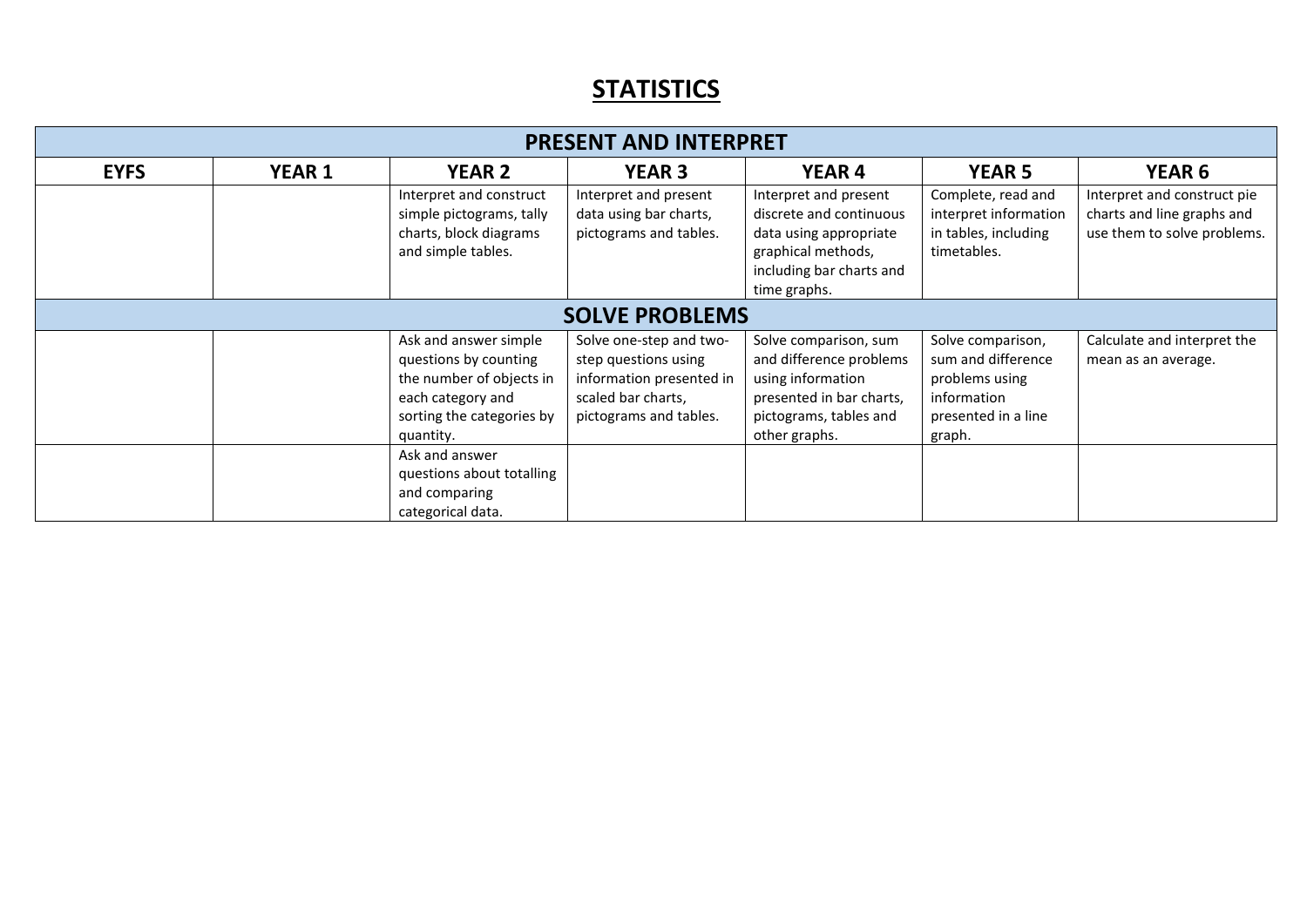# STATISTICS

| PRESENT AND INTERPRET | | | | | | |
|---|---|---|---|---|---|---|
| **EYFS** | **YEAR 1** | **YEAR 2** | **YEAR 3** | **YEAR 4** | **YEAR 5** | **YEAR 6** |
| | | Interpret and construct simple pictograms, tally charts, block diagrams and simple tables. | Interpret and present data using bar charts, pictograms and tables. | Interpret and present discrete and continuous data using appropriate graphical methods, including bar charts and time graphs. | Complete, read and interpret information in tables, including timetables. | Interpret and construct pie charts and line graphs and use them to solve problems. |
| **SOLVE PROBLEMS** | | | | | | |
| | | Ask and answer simple questions by counting the number of objects in each category and sorting the categories by quantity. | Solve one-step and two-step questions using information presented in scaled bar charts, pictograms and tables. | Solve comparison, sum and difference problems using information presented in bar charts, pictograms, tables and other graphs. | Solve comparison, sum and difference problems using information presented in a line graph. | Calculate and interpret the mean as an average. |
| | | Ask and answer questions about totalling and comparing categorical data. | | | | |